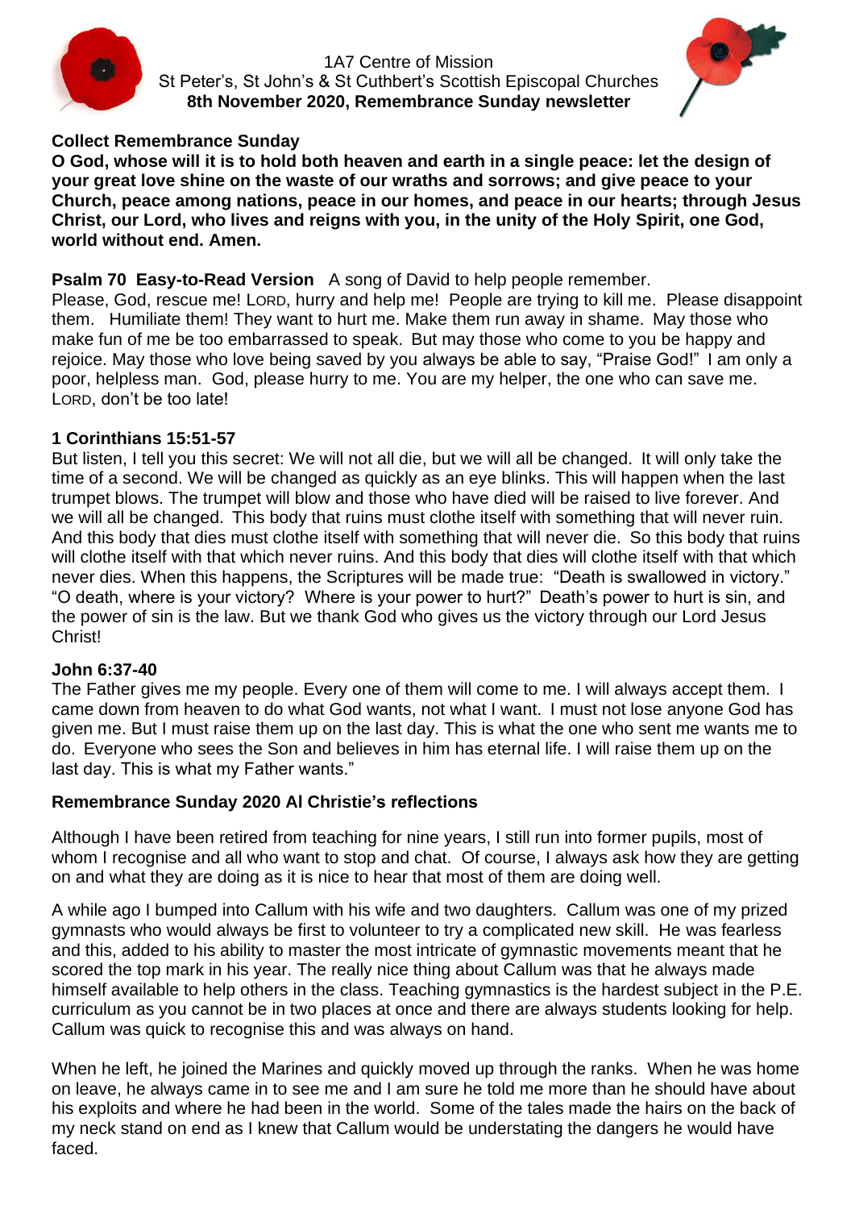1A7 Centre of Mission
St Peter's, St John's & St Cuthbert's Scottish Episcopal Churches
**8th November 2020, Remembrance Sunday newsletter**

**Collect Remembrance Sunday**
**O God, whose will it is to hold both heaven and earth in a single peace: let the design of your great love shine on the waste of our wraths and sorrows; and give peace to your Church, peace among nations, peace in our homes, and peace in our hearts; through Jesus Christ, our Lord, who lives and reigns with you, in the unity of the Holy Spirit, one God, world without end. Amen.**

**Psalm 70 Easy-to-Read Version** A song of David to help people remember.
Please, God, rescue me! LORD, hurry and help me! People are trying to kill me. Please disappoint them. Humiliate them! They want to hurt me. Make them run away in shame. May those who make fun of me be too embarrassed to speak. But may those who come to you be happy and rejoice. May those who love being saved by you always be able to say, "Praise God!" I am only a poor, helpless man. God, please hurry to me. You are my helper, the one who can save me. LORD, don't be too late!

**1 Corinthians 15:51-57**
But listen, I tell you this secret: We will not all die, but we will all be changed. It will only take the time of a second. We will be changed as quickly as an eye blinks. This will happen when the last trumpet blows. The trumpet will blow and those who have died will be raised to live forever. And we will all be changed. This body that ruins must clothe itself with something that will never ruin. And this body that dies must clothe itself with something that will never die. So this body that ruins will clothe itself with that which never ruins. And this body that dies will clothe itself with that which never dies. When this happens, the Scriptures will be made true: "Death is swallowed in victory." "O death, where is your victory? Where is your power to hurt?" Death's power to hurt is sin, and the power of sin is the law. But we thank God who gives us the victory through our Lord Jesus Christ!

**John 6:37-40**
The Father gives me my people. Every one of them will come to me. I will always accept them. I came down from heaven to do what God wants, not what I want. I must not lose anyone God has given me. But I must raise them up on the last day. This is what the one who sent me wants me to do. Everyone who sees the Son and believes in him has eternal life. I will raise them up on the last day. This is what my Father wants."

**Remembrance Sunday 2020 Al Christie's reflections**

Although I have been retired from teaching for nine years, I still run into former pupils, most of whom I recognise and all who want to stop and chat. Of course, I always ask how they are getting on and what they are doing as it is nice to hear that most of them are doing well.

A while ago I bumped into Callum with his wife and two daughters. Callum was one of my prized gymnasts who would always be first to volunteer to try a complicated new skill. He was fearless and this, added to his ability to master the most intricate of gymnastic movements meant that he scored the top mark in his year. The really nice thing about Callum was that he always made himself available to help others in the class. Teaching gymnastics is the hardest subject in the P.E. curriculum as you cannot be in two places at once and there are always students looking for help. Callum was quick to recognise this and was always on hand.

When he left, he joined the Marines and quickly moved up through the ranks. When he was home on leave, he always came in to see me and I am sure he told me more than he should have about his exploits and where he had been in the world. Some of the tales made the hairs on the back of my neck stand on end as I knew that Callum would be understating the dangers he would have faced.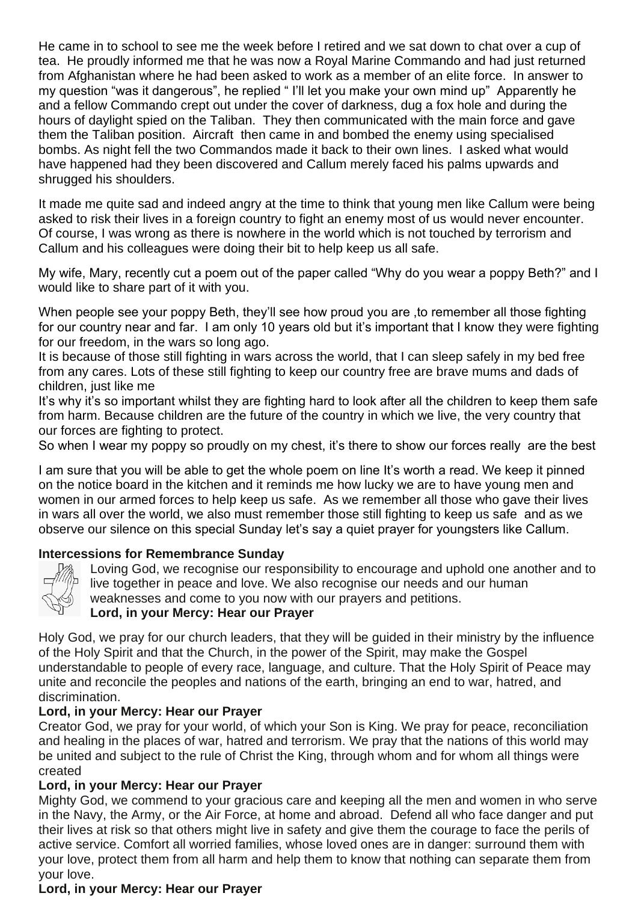He came in to school to see me the week before I retired and we sat down to chat over a cup of tea. He proudly informed me that he was now a Royal Marine Commando and had just returned from Afghanistan where he had been asked to work as a member of an elite force. In answer to my question "was it dangerous", he replied " I'll let you make your own mind up" Apparently he and a fellow Commando crept out under the cover of darkness, dug a fox hole and during the hours of daylight spied on the Taliban. They then communicated with the main force and gave them the Taliban position. Aircraft then came in and bombed the enemy using specialised bombs. As night fell the two Commandos made it back to their own lines. I asked what would have happened had they been discovered and Callum merely faced his palms upwards and shrugged his shoulders.

It made me quite sad and indeed angry at the time to think that young men like Callum were being asked to risk their lives in a foreign country to fight an enemy most of us would never encounter. Of course, I was wrong as there is nowhere in the world which is not touched by terrorism and Callum and his colleagues were doing their bit to help keep us all safe.

My wife, Mary, recently cut a poem out of the paper called "Why do you wear a poppy Beth?" and I would like to share part of it with you.

When people see your poppy Beth, they'll see how proud you are ,to remember all those fighting for our country near and far. I am only 10 years old but it's important that I know they were fighting for our freedom, in the wars so long ago.
It is because of those still fighting in wars across the world, that I can sleep safely in my bed free from any cares. Lots of these still fighting to keep our country free are brave mums and dads of children, just like me
It's why it's so important whilst they are fighting hard to look after all the children to keep them safe from harm. Because children are the future of the country in which we live, the very country that our forces are fighting to protect.
So when I wear my poppy so proudly on my chest, it's there to show our forces really are the best

I am sure that you will be able to get the whole poem on line It's worth a read. We keep it pinned on the notice board in the kitchen and it reminds me how lucky we are to have young men and women in our armed forces to help keep us safe. As we remember all those who gave their lives in wars all over the world, we also must remember those still fighting to keep us safe and as we observe our silence on this special Sunday let's say a quiet prayer for youngsters like Callum.

**Intercessions for Remembrance Sunday**

Loving God, we recognise our responsibility to encourage and uphold one another and to live together in peace and love. We also recognise our needs and our human weaknesses and come to you now with our prayers and petitions.
**Lord, in your Mercy: Hear our Prayer**

Holy God, we pray for our church leaders, that they will be guided in their ministry by the influence of the Holy Spirit and that the Church, in the power of the Spirit, may make the Gospel understandable to people of every race, language, and culture. That the Holy Spirit of Peace may unite and reconcile the peoples and nations of the earth, bringing an end to war, hatred, and discrimination.
**Lord, in your Mercy: Hear our Prayer**
Creator God, we pray for your world, of which your Son is King. We pray for peace, reconciliation and healing in the places of war, hatred and terrorism. We pray that the nations of this world may be united and subject to the rule of Christ the King, through whom and for whom all things were created
**Lord, in your Mercy: Hear our Prayer**
Mighty God, we commend to your gracious care and keeping all the men and women in who serve in the Navy, the Army, or the Air Force, at home and abroad. Defend all who face danger and put their lives at risk so that others might live in safety and give them the courage to face the perils of active service. Comfort all worried families, whose loved ones are in danger: surround them with your love, protect them from all harm and help them to know that nothing can separate them from your love.
**Lord, in your Mercy: Hear our Prayer**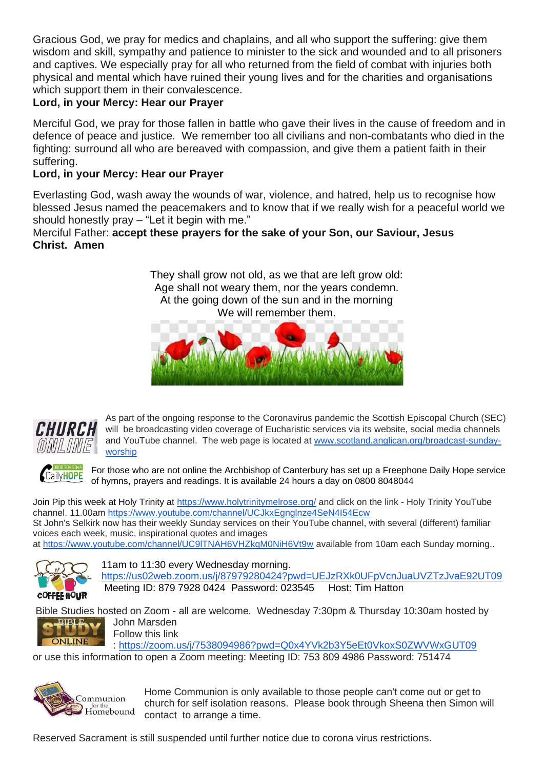Gracious God, we pray for medics and chaplains, and all who support the suffering: give them wisdom and skill, sympathy and patience to minister to the sick and wounded and to all prisoners and captives. We especially pray for all who returned from the field of combat with injuries both physical and mental which have ruined their young lives and for the charities and organisations which support them in their convalescence.
**Lord, in your Mercy: Hear our Prayer**

Merciful God, we pray for those fallen in battle who gave their lives in the cause of freedom and in defence of peace and justice. We remember too all civilians and non-combatants who died in the fighting: surround all who are bereaved with compassion, and give them a patient faith in their suffering.
**Lord, in your Mercy: Hear our Prayer**

Everlasting God, wash away the wounds of war, violence, and hatred, help us to recognise how blessed Jesus named the peacemakers and to know that if we really wish for a peaceful world we should honestly pray – "Let it begin with me."
Merciful Father: **accept these prayers for the sake of your Son, our Saviour, Jesus Christ. Amen**

They shall grow not old, as we that are left grow old:
Age shall not weary them, nor the years condemn.
At the going down of the sun and in the morning
We will remember them.

As part of the ongoing response to the Coronavirus pandemic the Scottish Episcopal Church (SEC) will be broadcasting video coverage of Eucharistic services via its website, social media channels and YouTube channel. The web page is located at www.scotland.anglican.org/broadcast-sunday-worship

For those who are not online the Archbishop of Canterbury has set up a Freephone Daily Hope service of hymns, prayers and readings. It is available 24 hours a day on 0800 8048044

Join Pip this week at Holy Trinity at https://www.holytrinitymelrose.org/ and click on the link - Holy Trinity YouTube channel. 11.00am https://www.youtube.com/channel/UCJkxEgnglnze4SeN4I54Ecw
St John's Selkirk now has their weekly Sunday services on their YouTube channel, with several (different) familiar voices each week, music, inspirational quotes and images at https://www.youtube.com/channel/UC9lTNAH6VHZkqM0NiH6Vt9w available from 10am each Sunday morning..

11am to 11:30 every Wednesday morning.
https://us02web.zoom.us/j/87979280424?pwd=UEJzRXk0UFpVcnJuaUVZTzJvaE92UT09
Meeting ID: 879 7928 0424 Password: 023545 Host: Tim Hatton

Bible Studies hosted on Zoom - all are welcome. Wednesday 7:30pm & Thursday 10:30am hosted by John Marsden
Follow this link
: https://zoom.us/j/7538094986?pwd=Q0x4YVk2b3Y5eEt0VkoxS0ZWVWxGUT09
or use this information to open a Zoom meeting: Meeting ID: 753 809 4986 Password: 751474

Home Communion is only available to those people can't come out or get to church for self isolation reasons. Please book through Sheena then Simon will contact to arrange a time.

Reserved Sacrament is still suspended until further notice due to corona virus restrictions.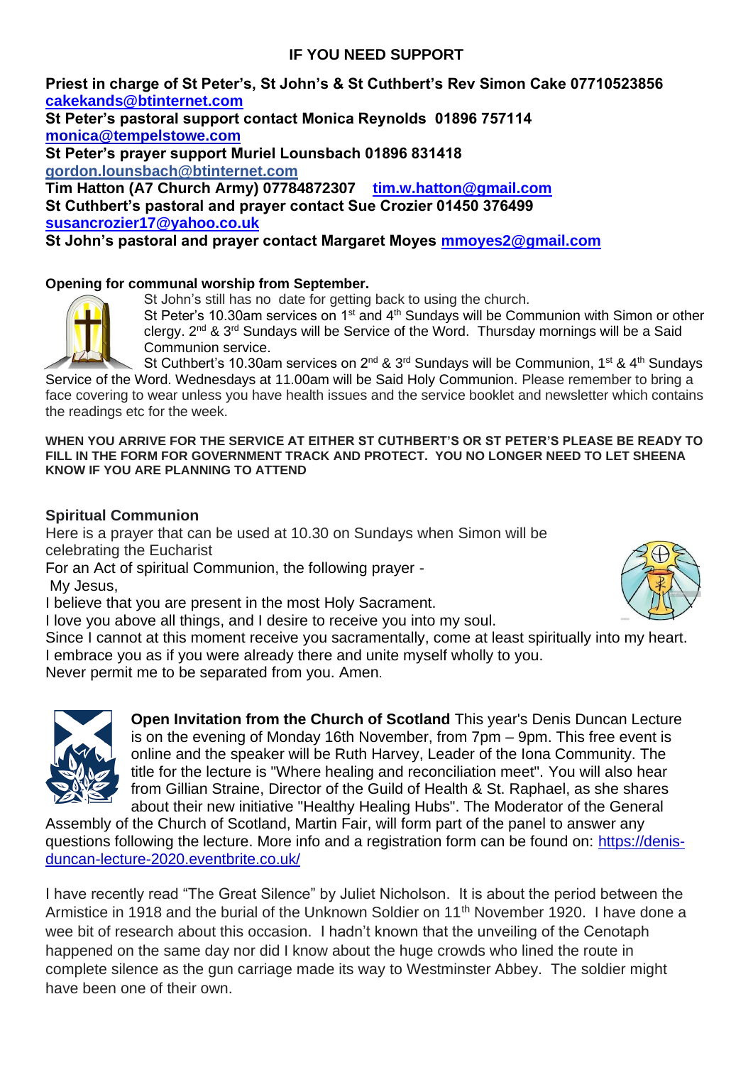## IF YOU NEED SUPPORT

**Priest in charge of St Peter's, St John's & St Cuthbert's Rev Simon Cake 07710523856 cakekands@btinternet.com**
**St Peter's pastoral support contact Monica Reynolds 01896 757114 monica@tempelstowe.com**
**St Peter's prayer support Muriel Lounsbach 01896 831418 gordon.lounsbach@btinternet.com**
**Tim Hatton (A7 Church Army) 07784872307 tim.w.hatton@gmail.com**
**St Cuthbert's pastoral and prayer contact Sue Crozier 01450 376499 susancrozier17@yahoo.co.uk**
**St John's pastoral and prayer contact Margaret Moyes mmoyes2@gmail.com**

**Opening for communal worship from September.**

St John's still has no date for getting back to using the church.
St Peter's 10.30am services on 1st and 4th Sundays will be Communion with Simon or other clergy. 2nd & 3rd Sundays will be Service of the Word. Thursday mornings will be a Said Communion service.
St Cuthbert's 10.30am services on 2nd & 3rd Sundays will be Communion, 1st & 4th Sundays Service of the Word. Wednesdays at 11.00am will be Said Holy Communion. Please remember to bring a face covering to wear unless you have health issues and the service booklet and newsletter which contains the readings etc for the week.

**WHEN YOU ARRIVE FOR THE SERVICE AT EITHER ST CUTHBERT'S OR ST PETER'S PLEASE BE READY TO FILL IN THE FORM FOR GOVERNMENT TRACK AND PROTECT. YOU NO LONGER NEED TO LET SHEENA KNOW IF YOU ARE PLANNING TO ATTEND**

### Spiritual Communion

Here is a prayer that can be used at 10.30 on Sundays when Simon will be celebrating the Eucharist
For an Act of spiritual Communion, the following prayer -
My Jesus,
I believe that you are present in the most Holy Sacrament.
I love you above all things, and I desire to receive you into my soul.
Since I cannot at this moment receive you sacramentally, come at least spiritually into my heart.
I embrace you as if you were already there and unite myself wholly to you.
Never permit me to be separated from you. Amen.

**Open Invitation from the Church of Scotland** This year's Denis Duncan Lecture is on the evening of Monday 16th November, from 7pm – 9pm. This free event is online and the speaker will be Ruth Harvey, Leader of the Iona Community. The title for the lecture is "Where healing and reconciliation meet". You will also hear from Gillian Straine, Director of the Guild of Health & St. Raphael, as she shares about their new initiative "Healthy Healing Hubs". The Moderator of the General Assembly of the Church of Scotland, Martin Fair, will form part of the panel to answer any questions following the lecture. More info and a registration form can be found on: https://denis-duncan-lecture-2020.eventbrite.co.uk/

I have recently read "The Great Silence" by Juliet Nicholson. It is about the period between the Armistice in 1918 and the burial of the Unknown Soldier on 11th November 1920. I have done a wee bit of research about this occasion. I hadn't known that the unveiling of the Cenotaph happened on the same day nor did I know about the huge crowds who lined the route in complete silence as the gun carriage made its way to Westminster Abbey. The soldier might have been one of their own.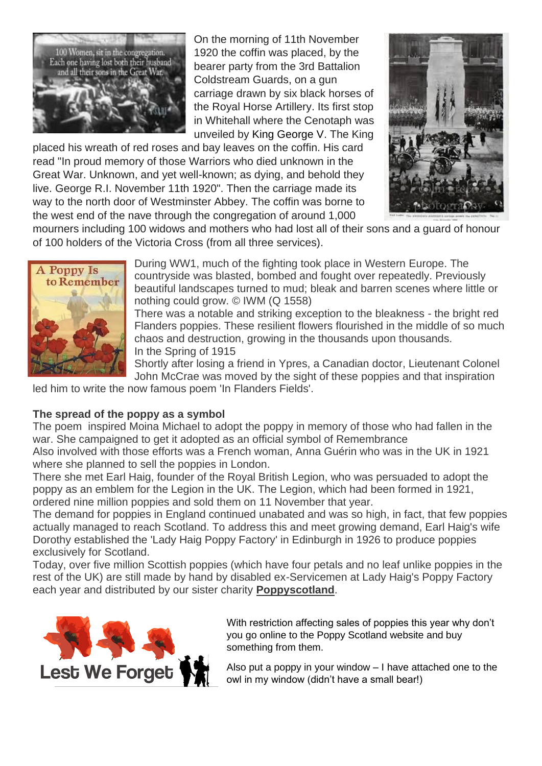On the morning of 11th November 1920 the coffin was placed, by the bearer party from the 3rd Battalion Coldstream Guards, on a gun carriage drawn by six black horses of the Royal Horse Artillery. Its first stop in Whitehall where the Cenotaph was unveiled by King George V. The King placed his wreath of red roses and bay leaves on the coffin. His card read "In proud memory of those Warriors who died unknown in the Great War. Unknown, and yet well-known; as dying, and behold they live. George R.I. November 11th 1920". Then the carriage made its way to the north door of Westminster Abbey. The coffin was borne to the west end of the nave through the congregation of around 1,000 mourners including 100 widows and mothers who had lost all of their sons and a guard of honour of 100 holders of the Victoria Cross (from all three services).

During WW1, much of the fighting took place in Western Europe. The countryside was blasted, bombed and fought over repeatedly. Previously beautiful landscapes turned to mud; bleak and barren scenes where little or nothing could grow. © IWM (Q 1558)

There was a notable and striking exception to the bleakness - the bright red Flanders poppies. These resilient flowers flourished in the middle of so much chaos and destruction, growing in the thousands upon thousands.

In the Spring of 1915

Shortly after losing a friend in Ypres, a Canadian doctor, Lieutenant Colonel John McCrae was moved by the sight of these poppies and that inspiration led him to write the now famous poem 'In Flanders Fields'.

**The spread of the poppy as a symbol**

The poem inspired Moina Michael to adopt the poppy in memory of those who had fallen in the war. She campaigned to get it adopted as an official symbol of Remembrance

Also involved with those efforts was a French woman, Anna Guérin who was in the UK in 1921 where she planned to sell the poppies in London.

There she met Earl Haig, founder of the Royal British Legion, who was persuaded to adopt the poppy as an emblem for the Legion in the UK. The Legion, which had been formed in 1921, ordered nine million poppies and sold them on 11 November that year.

The demand for poppies in England continued unabated and was so high, in fact, that few poppies actually managed to reach Scotland. To address this and meet growing demand, Earl Haig's wife Dorothy established the 'Lady Haig Poppy Factory' in Edinburgh in 1926 to produce poppies exclusively for Scotland.

Today, over five million Scottish poppies (which have four petals and no leaf unlike poppies in the rest of the UK) are still made by hand by disabled ex-Servicemen at Lady Haig's Poppy Factory each year and distributed by our sister charity **Poppyscotland**.

With restriction affecting sales of poppies this year why don't you go online to the Poppy Scotland website and buy something from them.

Also put a poppy in your window – I have attached one to the owl in my window (didn't have a small bear!)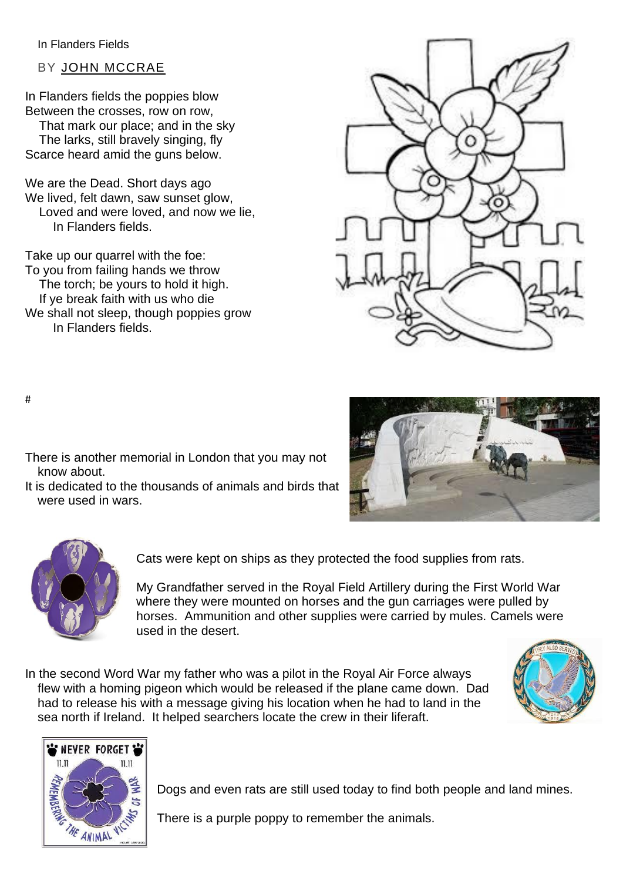In Flanders Fields

BY JOHN MCCRAE

In Flanders fields the poppies blow
Between the crosses, row on row,
That mark our place; and in the sky
The larks, still bravely singing, fly
Scarce heard amid the guns below.

We are the Dead. Short days ago
We lived, felt dawn, saw sunset glow,
Loved and were loved, and now we lie,
In Flanders fields.

Take up our quarrel with the foe:
To you from failing hands we throw
The torch; be yours to hold it high.
If ye break faith with us who die
We shall not sleep, though poppies grow
In Flanders fields.

#

There is another memorial in London that you may not know about.
It is dedicated to the thousands of animals and birds that were used in wars.

Cats were kept on ships as they protected the food supplies from rats.

My Grandfather served in the Royal Field Artillery during the First World War where they were mounted on horses and the gun carriages were pulled by horses. Ammunition and other supplies were carried by mules. Camels were used in the desert.

In the second Word War my father who was a pilot in the Royal Air Force always flew with a homing pigeon which would be released if the plane came down. Dad had to release his with a message giving his location when he had to land in the sea north if Ireland. It helped searchers locate the crew in their liferaft.

Dogs and even rats are still used today to find both people and land mines.

There is a purple poppy to remember the animals.